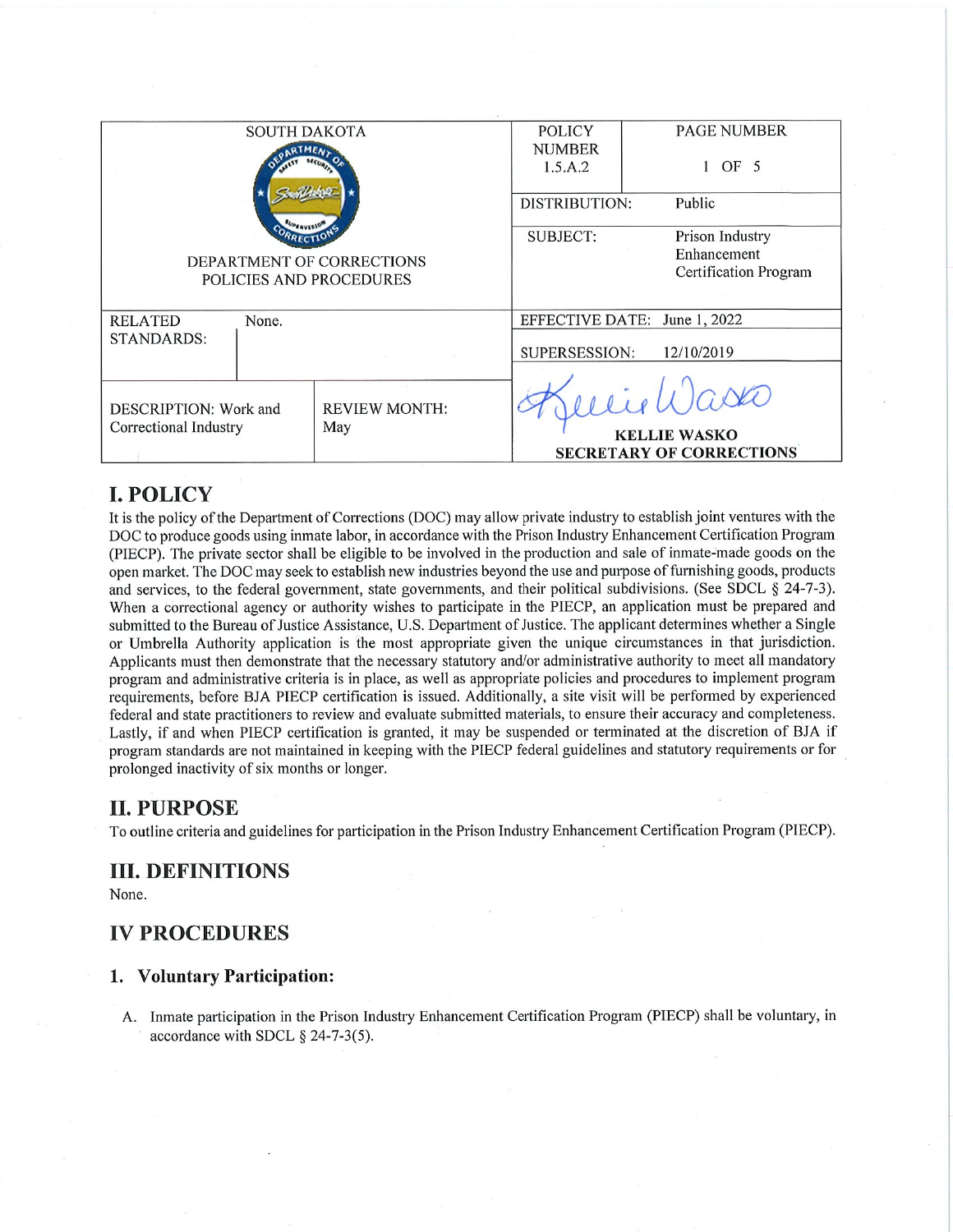| SOUTH DAKOTA DEPARTMENT OF CORRECTIONS POLICIES AND PROCEDURES | | POLICY NUMBER 1.5.A.2 | PAGE NUMBER 1 OF 5 |
|---|---|---|---|
| | | DISTRIBUTION: | Public |
| | | SUBJECT: | Prison Industry Enhancement Certification Program |
| RELATED STANDARDS: | None. | EFFECTIVE DATE: | June 1, 2022 |
| | | SUPERSESSION: | 12/10/2019 |
| DESCRIPTION: Work and Correctional Industry | REVIEW MONTH: May | KELLIE WASKO SECRETARY OF CORRECTIONS | |

# I. POLICY

It is the policy of the Department of Corrections (DOC) may allow private industry to establish joint ventures with the DOC to produce goods using inmate labor, in accordance with the Prison Industry Enhancement Certification Program (PIECP). The private sector shall be eligible to be involved in the production and sale of inmate-made goods on the open market. The DOC may seek to establish new industries beyond the use and purpose of furnishing goods, products and services, to the federal government, state governments, and their political subdivisions. (See SDCL § 24-7-3). When a correctional agency or authority wishes to participate in the PIECP, an application must be prepared and submitted to the Bureau of Justice Assistance, U.S. Department of Justice. The applicant determines whether a Single or Umbrella Authority application is the most appropriate given the unique circumstances in that jurisdiction. Applicants must then demonstrate that the necessary statutory and/or administrative authority to meet all mandatory program and administrative criteria is in place, as well as appropriate policies and procedures to implement program requirements, before BJA PIECP certification is issued. Additionally, a site visit will be performed by experienced federal and state practitioners to review and evaluate submitted materials, to ensure their accuracy and completeness. Lastly, if and when PIECP certification is granted, it may be suspended or terminated at the discretion of BJA if program standards are not maintained in keeping with the PIECP federal guidelines and statutory requirements or for prolonged inactivity of six months or longer.

# II. PURPOSE

To outline criteria and guidelines for participation in the Prison Industry Enhancement Certification Program (PIECP).

# III. DEFINITIONS

None.

# IV PROCEDURES

## 1. Voluntary Participation:

A. Inmate participation in the Prison Industry Enhancement Certification Program (PIECP) shall be voluntary, in accordance with SDCL § 24-7-3(5).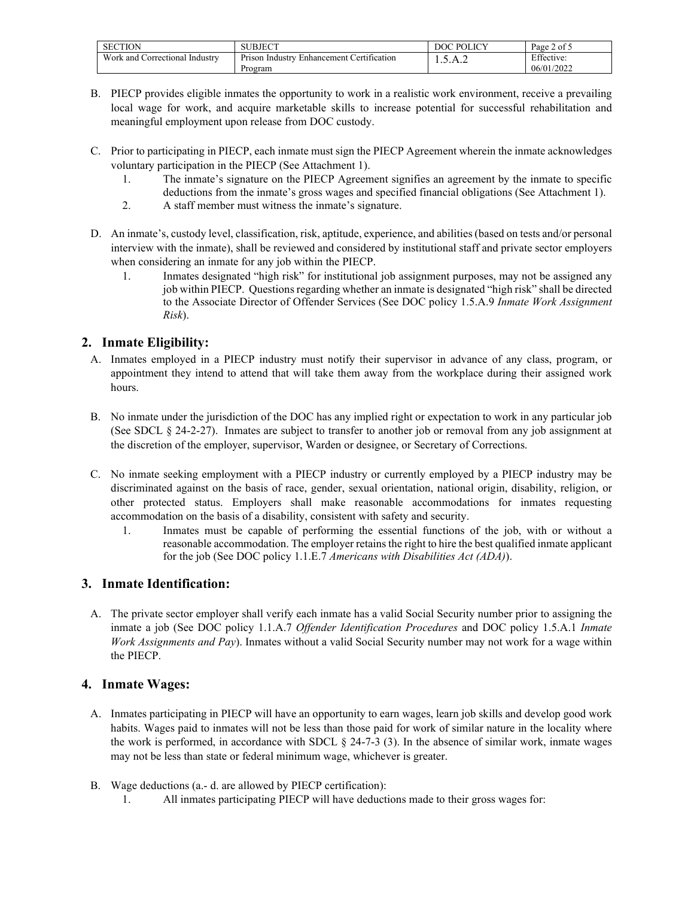B. PIECP provides eligible inmates the opportunity to work in a realistic work environment, receive a prevailing local wage for work, and acquire marketable skills to increase potential for successful rehabilitation and meaningful employment upon release from DOC custody.

C. Prior to participating in PIECP, each inmate must sign the PIECP Agreement wherein the inmate acknowledges voluntary participation in the PIECP (See Attachment 1).
   1. The inmate's signature on the PIECP Agreement signifies an agreement by the inmate to specific deductions from the inmate's gross wages and specified financial obligations (See Attachment 1).
   2. A staff member must witness the inmate's signature.

D. An inmate's, custody level, classification, risk, aptitude, experience, and abilities (based on tests and/or personal interview with the inmate), shall be reviewed and considered by institutional staff and private sector employers when considering an inmate for any job within the PIECP.
   1. Inmates designated "high risk" for institutional job assignment purposes, may not be assigned any job within PIECP. Questions regarding whether an inmate is designated "high risk" shall be directed to the Associate Director of Offender Services (See DOC policy 1.5.A.9 *Inmate Work Assignment Risk*).

## 2. Inmate Eligibility:

A. Inmates employed in a PIECP industry must notify their supervisor in advance of any class, program, or appointment they intend to attend that will take them away from the workplace during their assigned work hours.

B. No inmate under the jurisdiction of the DOC has any implied right or expectation to work in any particular job (See SDCL § 24-2-27). Inmates are subject to transfer to another job or removal from any job assignment at the discretion of the employer, supervisor, Warden or designee, or Secretary of Corrections.

C. No inmate seeking employment with a PIECP industry or currently employed by a PIECP industry may be discriminated against on the basis of race, gender, sexual orientation, national origin, disability, religion, or other protected status. Employers shall make reasonable accommodations for inmates requesting accommodation on the basis of a disability, consistent with safety and security.
   1. Inmates must be capable of performing the essential functions of the job, with or without a reasonable accommodation. The employer retains the right to hire the best qualified inmate applicant for the job (See DOC policy 1.1.E.7 *Americans with Disabilities Act (ADA)*).

## 3. Inmate Identification:

A. The private sector employer shall verify each inmate has a valid Social Security number prior to assigning the inmate a job (See DOC policy 1.1.A.7 *Offender Identification Procedures* and DOC policy 1.5.A.1 *Inmate Work Assignments and Pay*). Inmates without a valid Social Security number may not work for a wage within the PIECP.

## 4. Inmate Wages:

A. Inmates participating in PIECP will have an opportunity to earn wages, learn job skills and develop good work habits. Wages paid to inmates will not be less than those paid for work of similar nature in the locality where the work is performed, in accordance with SDCL § 24-7-3 (3). In the absence of similar work, inmate wages may not be less than state or federal minimum wage, whichever is greater.

B. Wage deductions (a.- d. are allowed by PIECP certification):
   1. All inmates participating PIECP will have deductions made to their gross wages for: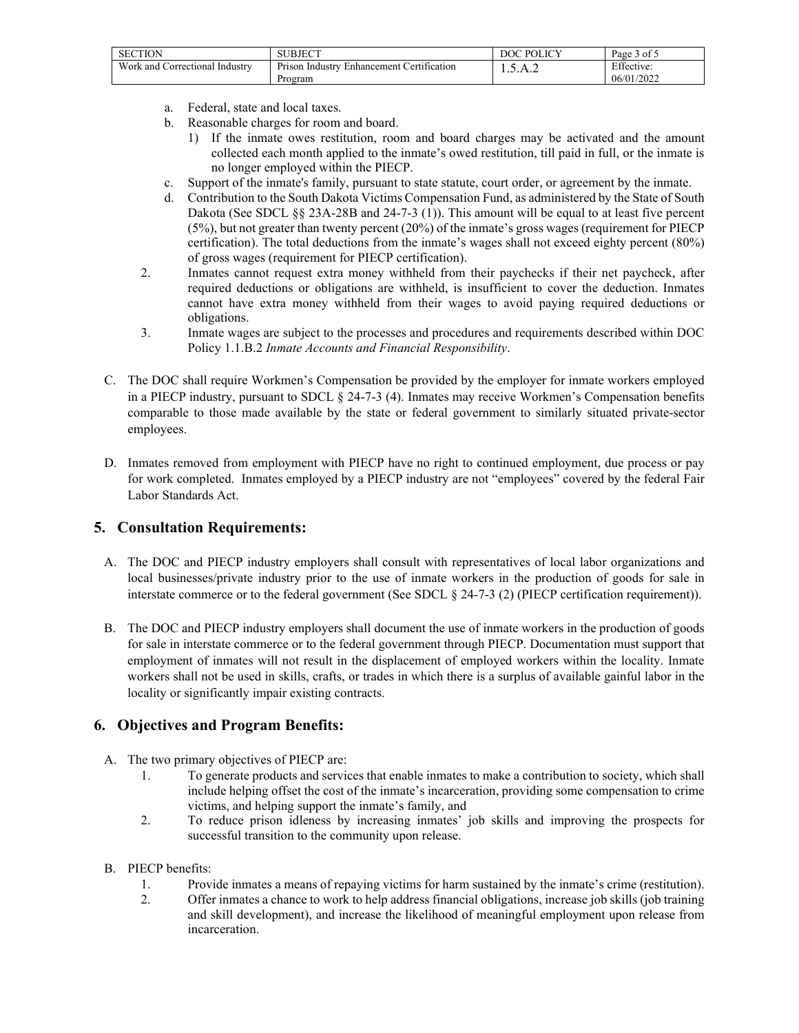a. Federal, state and local taxes.
b. Reasonable charges for room and board.
   1) If the inmate owes restitution, room and board charges may be activated and the amount collected each month applied to the inmate's owed restitution, till paid in full, or the inmate is no longer employed within the PIECP.
c. Support of the inmate's family, pursuant to state statute, court order, or agreement by the inmate.
d. Contribution to the South Dakota Victims Compensation Fund, as administered by the State of South Dakota (See SDCL §§ 23A-28B and 24-7-3 (1)). This amount will be equal to at least five percent (5%), but not greater than twenty percent (20%) of the inmate's gross wages (requirement for PIECP certification). The total deductions from the inmate's wages shall not exceed eighty percent (80%) of gross wages (requirement for PIECP certification).

2. Inmates cannot request extra money withheld from their paychecks if their net paycheck, after required deductions or obligations are withheld, is insufficient to cover the deduction. Inmates cannot have extra money withheld from their wages to avoid paying required deductions or obligations.
3. Inmate wages are subject to the processes and procedures and requirements described within DOC Policy 1.1.B.2 *Inmate Accounts and Financial Responsibility*.

C. The DOC shall require Workmen's Compensation be provided by the employer for inmate workers employed in a PIECP industry, pursuant to SDCL § 24-7-3 (4). Inmates may receive Workmen's Compensation benefits comparable to those made available by the state or federal government to similarly situated private-sector employees.

D. Inmates removed from employment with PIECP have no right to continued employment, due process or pay for work completed. Inmates employed by a PIECP industry are not "employees" covered by the federal Fair Labor Standards Act.

## 5. Consultation Requirements:

A. The DOC and PIECP industry employers shall consult with representatives of local labor organizations and local businesses/private industry prior to the use of inmate workers in the production of goods for sale in interstate commerce or to the federal government (See SDCL § 24-7-3 (2) (PIECP certification requirement)).

B. The DOC and PIECP industry employers shall document the use of inmate workers in the production of goods for sale in interstate commerce or to the federal government through PIECP. Documentation must support that employment of inmates will not result in the displacement of employed workers within the locality. Inmate workers shall not be used in skills, crafts, or trades in which there is a surplus of available gainful labor in the locality or significantly impair existing contracts.

## 6. Objectives and Program Benefits:

A. The two primary objectives of PIECP are:
   1. To generate products and services that enable inmates to make a contribution to society, which shall include helping offset the cost of the inmate's incarceration, providing some compensation to crime victims, and helping support the inmate's family, and
   2. To reduce prison idleness by increasing inmates' job skills and improving the prospects for successful transition to the community upon release.

B. PIECP benefits:
   1. Provide inmates a means of repaying victims for harm sustained by the inmate's crime (restitution).
   2. Offer inmates a chance to work to help address financial obligations, increase job skills (job training and skill development), and increase the likelihood of meaningful employment upon release from incarceration.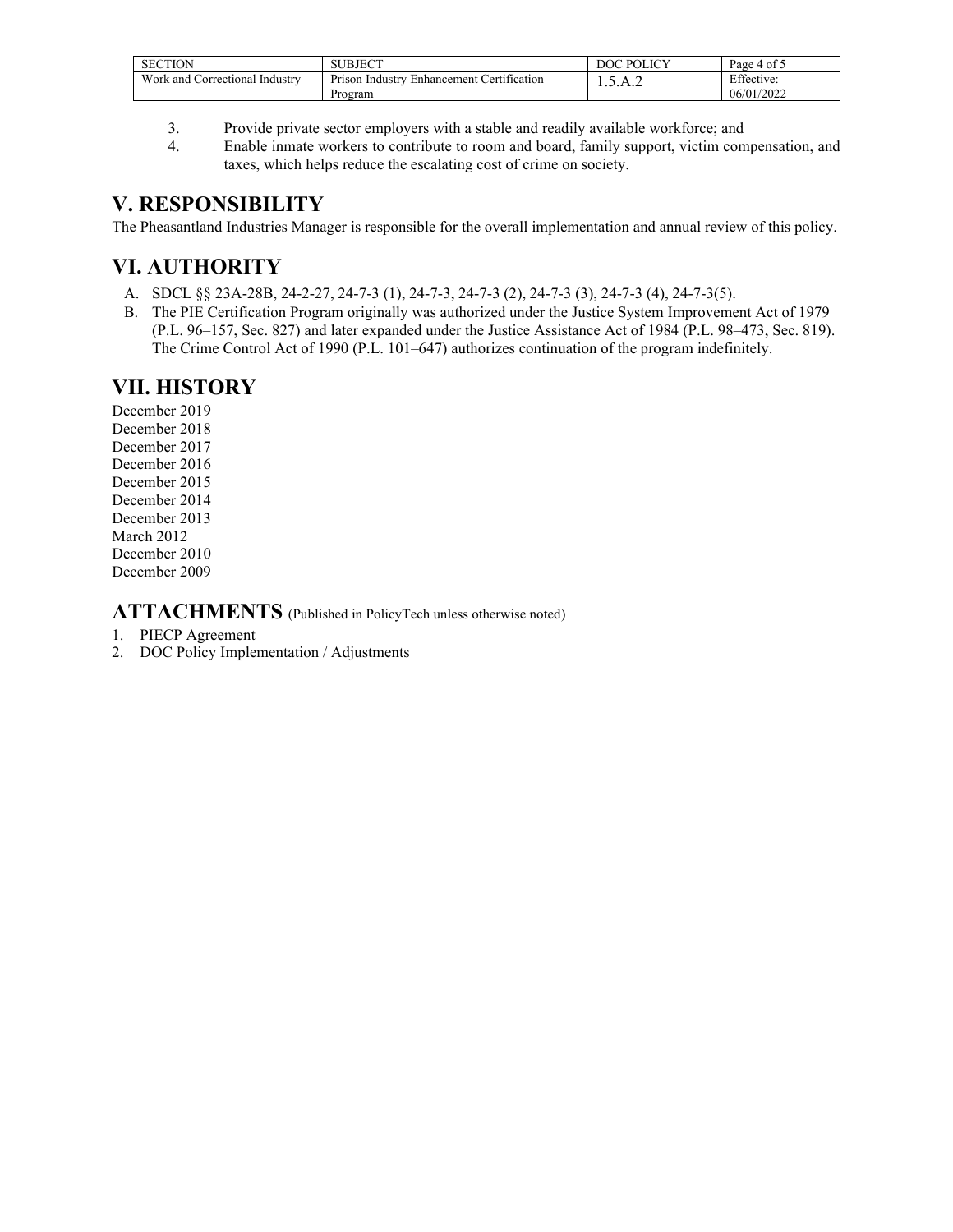3. Provide private sector employers with a stable and readily available workforce; and
4. Enable inmate workers to contribute to room and board, family support, victim compensation, and taxes, which helps reduce the escalating cost of crime on society.

## V. RESPONSIBILITY

The Pheasantland Industries Manager is responsible for the overall implementation and annual review of this policy.

## VI. AUTHORITY

A. SDCL §§ 23A-28B, 24-2-27, 24-7-3 (1), 24-7-3, 24-7-3 (2), 24-7-3 (3), 24-7-3 (4), 24-7-3(5).

B. The PIE Certification Program originally was authorized under the Justice System Improvement Act of 1979 (P.L. 96–157, Sec. 827) and later expanded under the Justice Assistance Act of 1984 (P.L. 98–473, Sec. 819). The Crime Control Act of 1990 (P.L. 101–647) authorizes continuation of the program indefinitely.

## VII. HISTORY

December 2019
December 2018
December 2017
December 2016
December 2015
December 2014
December 2013
March 2012
December 2010
December 2009

## ATTACHMENTS (Published in PolicyTech unless otherwise noted)

1. PIECP Agreement
2. DOC Policy Implementation / Adjustments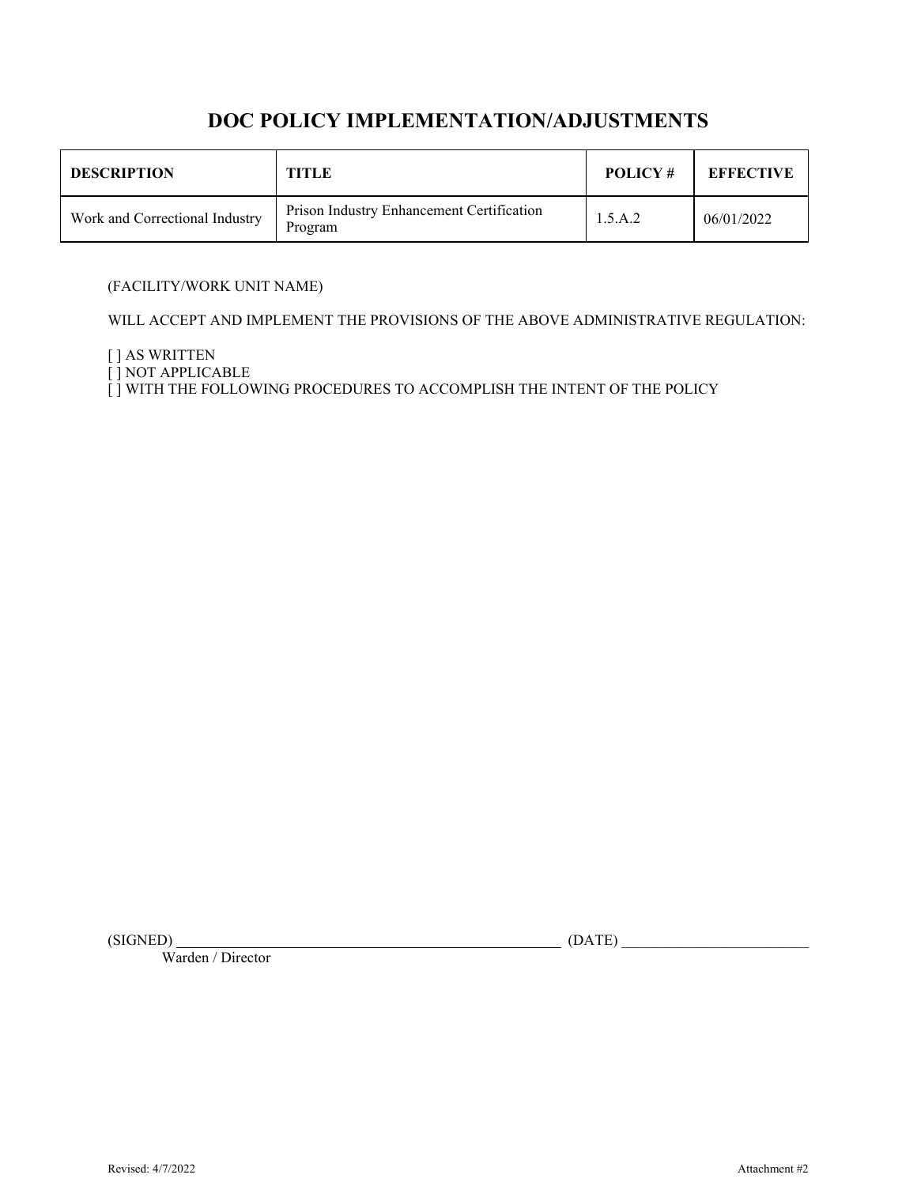# DOC POLICY IMPLEMENTATION/ADJUSTMENTS

| DESCRIPTION | TITLE | POLICY # | EFFECTIVE |
|---|---|---|---|
| Work and Correctional Industry | Prison Industry Enhancement Certification Program | 1.5.A.2 | 06/01/2022 |

(FACILITY/WORK UNIT NAME)

WILL ACCEPT AND IMPLEMENT THE PROVISIONS OF THE ABOVE ADMINISTRATIVE REGULATION:

[ ] AS WRITTEN
[ ] NOT APPLICABLE
[ ] WITH THE FOLLOWING PROCEDURES TO ACCOMPLISH THE INTENT OF THE POLICY

(SIGNED) ______________________________________________ (DATE) _______________________
Warden / Director

Revised: 4/7/2022

Attachment #2